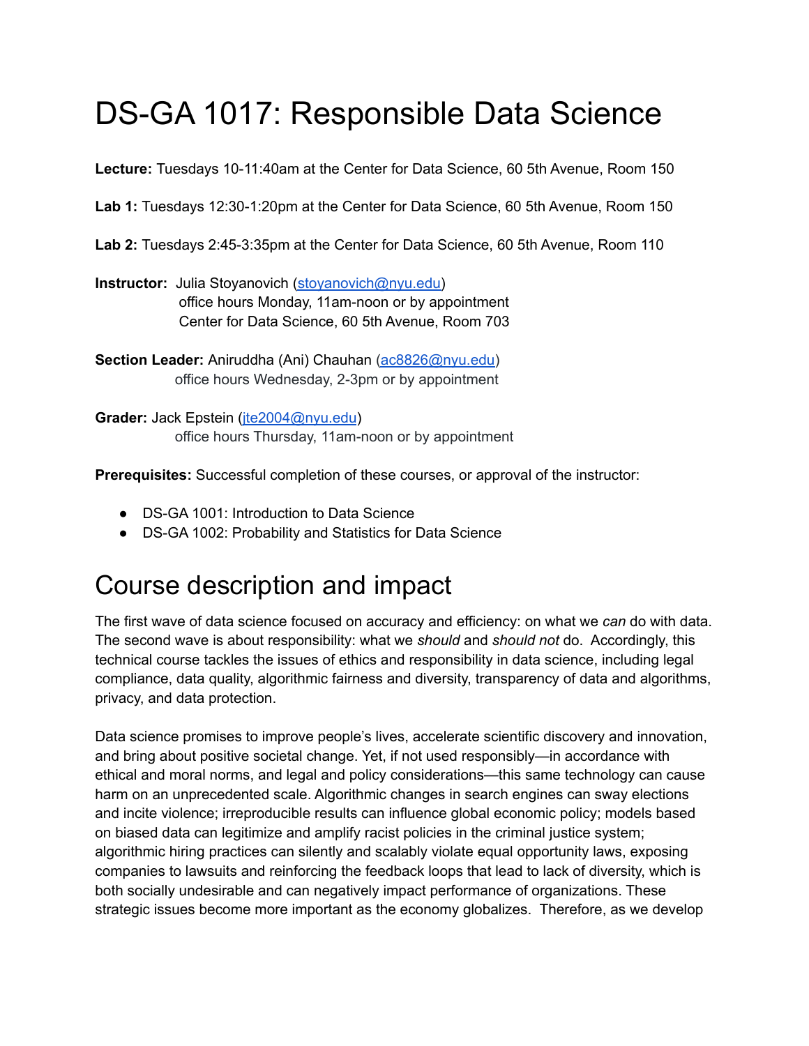# DS-GA 1017: Responsible Data Science

**Lecture:** Tuesdays 10-11:40am at the Center for Data Science, 60 5th Avenue, Room 150

**Lab 1:** Tuesdays 12:30-1:20pm at the Center for Data Science, 60 5th Avenue, Room 150

**Lab 2:** Tuesdays 2:45-3:35pm at the Center for Data Science, 60 5th Avenue, Room 110

**Instructor:** Julia Stoyanovich (stoyanovich@nyu.edu)
office hours Monday, 11am-noon or by appointment
Center for Data Science, 60 5th Avenue, Room 703

**Section Leader:** Aniruddha (Ani) Chauhan (ac8826@nyu.edu)
office hours Wednesday, 2-3pm or by appointment

**Grader:** Jack Epstein (jte2004@nyu.edu)
office hours Thursday, 11am-noon or by appointment

**Prerequisites:** Successful completion of these courses, or approval of the instructor:

- DS-GA 1001: Introduction to Data Science
- DS-GA 1002: Probability and Statistics for Data Science

## Course description and impact

The first wave of data science focused on accuracy and efficiency: on what we *can* do with data. The second wave is about responsibility: what we *should* and *should not* do. Accordingly, this technical course tackles the issues of ethics and responsibility in data science, including legal compliance, data quality, algorithmic fairness and diversity, transparency of data and algorithms, privacy, and data protection.

Data science promises to improve people's lives, accelerate scientific discovery and innovation, and bring about positive societal change. Yet, if not used responsibly—in accordance with ethical and moral norms, and legal and policy considerations—this same technology can cause harm on an unprecedented scale. Algorithmic changes in search engines can sway elections and incite violence; irreproducible results can influence global economic policy; models based on biased data can legitimize and amplify racist policies in the criminal justice system; algorithmic hiring practices can silently and scalably violate equal opportunity laws, exposing companies to lawsuits and reinforcing the feedback loops that lead to lack of diversity, which is both socially undesirable and can negatively impact performance of organizations. These strategic issues become more important as the economy globalizes. Therefore, as we develop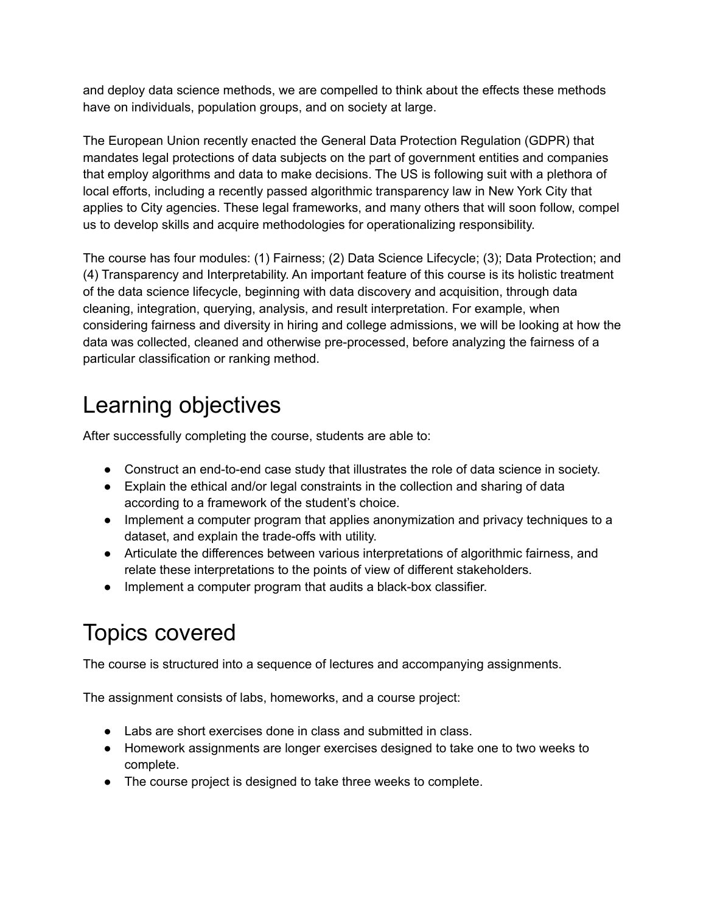and deploy data science methods, we are compelled to think about the effects these methods have on individuals, population groups, and on society at large.

The European Union recently enacted the General Data Protection Regulation (GDPR) that mandates legal protections of data subjects on the part of government entities and companies that employ algorithms and data to make decisions. The US is following suit with a plethora of local efforts, including a recently passed algorithmic transparency law in New York City that applies to City agencies. These legal frameworks, and many others that will soon follow, compel us to develop skills and acquire methodologies for operationalizing responsibility.

The course has four modules: (1) Fairness; (2) Data Science Lifecycle; (3); Data Protection; and (4) Transparency and Interpretability. An important feature of this course is its holistic treatment of the data science lifecycle, beginning with data discovery and acquisition, through data cleaning, integration, querying, analysis, and result interpretation. For example, when considering fairness and diversity in hiring and college admissions, we will be looking at how the data was collected, cleaned and otherwise pre-processed, before analyzing the fairness of a particular classification or ranking method.

# Learning objectives

After successfully completing the course, students are able to:

- Construct an end-to-end case study that illustrates the role of data science in society.
- Explain the ethical and/or legal constraints in the collection and sharing of data according to a framework of the student's choice.
- Implement a computer program that applies anonymization and privacy techniques to a dataset, and explain the trade-offs with utility.
- Articulate the differences between various interpretations of algorithmic fairness, and relate these interpretations to the points of view of different stakeholders.
- Implement a computer program that audits a black-box classifier.

# Topics covered

The course is structured into a sequence of lectures and accompanying assignments.

The assignment consists of labs, homeworks, and a course project:

- Labs are short exercises done in class and submitted in class.
- Homework assignments are longer exercises designed to take one to two weeks to complete.
- The course project is designed to take three weeks to complete.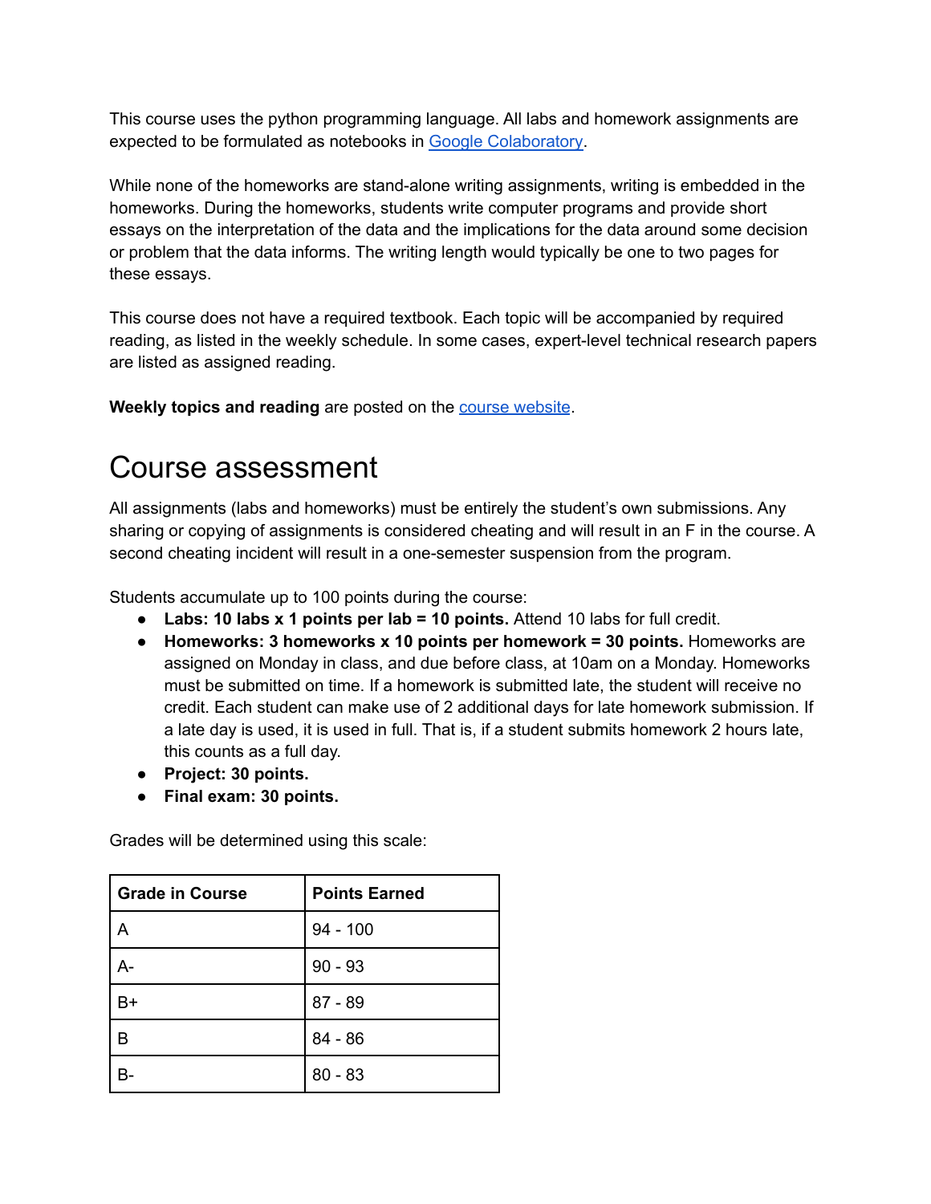This course uses the python programming language. All labs and homework assignments are expected to be formulated as notebooks in [Google Colaboratory](https://colab.research.google.com).

While none of the homeworks are stand-alone writing assignments, writing is embedded in the homeworks. During the homeworks, students write computer programs and provide short essays on the interpretation of the data and the implications for the data around some decision or problem that the data informs. The writing length would typically be one to two pages for these essays.

This course does not have a required textbook. Each topic will be accompanied by required reading, as listed in the weekly schedule. In some cases, expert-level technical research papers are listed as assigned reading.

**Weekly topics and reading** are posted on the course website.

# Course assessment

All assignments (labs and homeworks) must be entirely the student's own submissions. Any sharing or copying of assignments is considered cheating and will result in an F in the course. A second cheating incident will result in a one-semester suspension from the program.

Students accumulate up to 100 points during the course:

- **Labs: 10 labs x 1 points per lab = 10 points.** Attend 10 labs for full credit.
- **Homeworks: 3 homeworks x 10 points per homework = 30 points.** Homeworks are assigned on Monday in class, and due before class, at 10am on a Monday. Homeworks must be submitted on time. If a homework is submitted late, the student will receive no credit. Each student can make use of 2 additional days for late homework submission. If a late day is used, it is used in full. That is, if a student submits homework 2 hours late, this counts as a full day.
- **Project: 30 points.**
- **Final exam: 30 points.**

Grades will be determined using this scale:

| Grade in Course | Points Earned |
|---|---|
| A | 94 - 100 |
| A- | 90 - 93 |
| B+ | 87 - 89 |
| B | 84 - 86 |
| B- | 80 - 83 |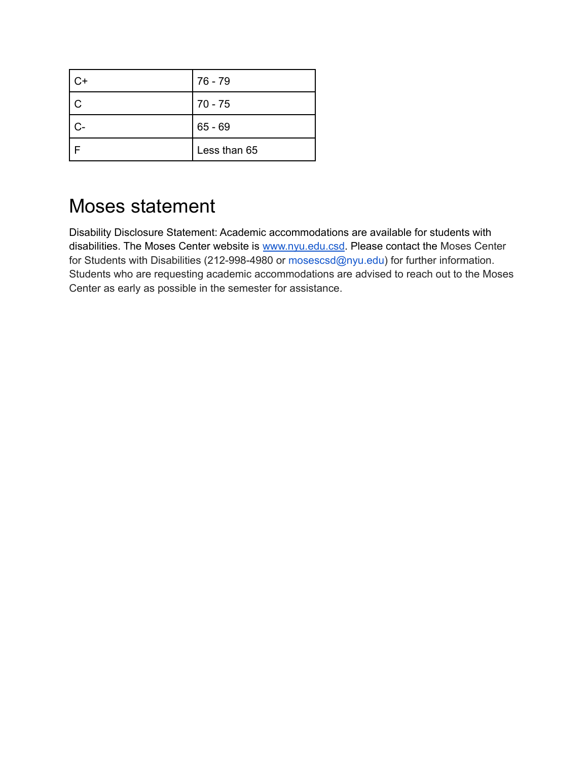| | |
|---|---|
| C+ | 76 - 79 |
| C | 70 - 75 |
| C- | 65 - 69 |
| F | Less than 65 |

# Moses statement

Disability Disclosure Statement: Academic accommodations are available for students with disabilities. The Moses Center website is [www.nyu.edu.csd](www.nyu.edu.csd). Please contact the Moses Center for Students with Disabilities (212-998-4980 or mosescsd@nyu.edu) for further information. Students who are requesting academic accommodations are advised to reach out to the Moses Center as early as possible in the semester for assistance.